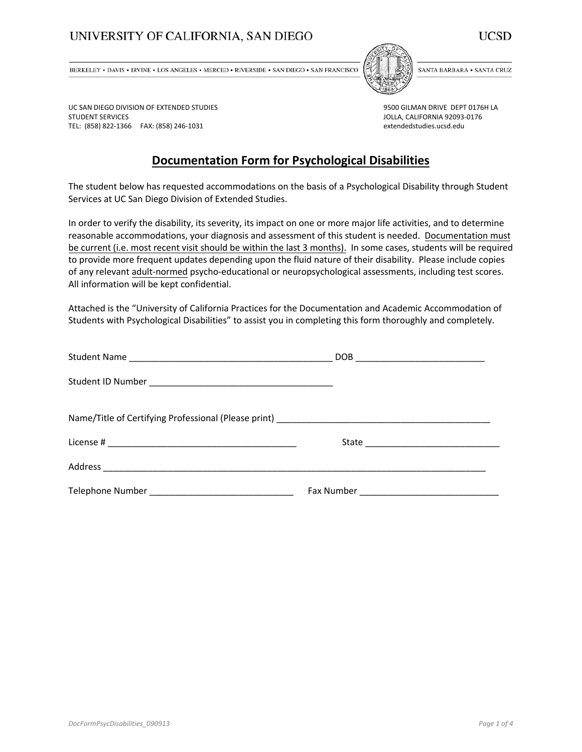UNIVERSITY OF CALIFORNIA, SAN DIEGO — UCSD

BERKELEY • DAVIS • IRVINE • LOS ANGELES • MERCED • RIVERSIDE • SAN DIEGO • SAN FRANCISCO — SANTA BARBARA • SANTA CRUZ

UC SAN DIEGO DIVISION OF EXTENDED STUDIES
STUDENT SERVICES
TEL: (858) 822-1366 FAX: (858) 246-1031

9500 GILMAN DRIVE DEPT 0176H LA
JOLLA, CALIFORNIA 92093-0176
extendedstudies.ucsd.edu

# Documentation Form for Psychological Disabilities

The student below has requested accommodations on the basis of a Psychological Disability through Student Services at UC San Diego Division of Extended Studies.

In order to verify the disability, its severity, its impact on one or more major life activities, and to determine reasonable accommodations, your diagnosis and assessment of this student is needed. Documentation must be current (i.e. most recent visit should be within the last 3 months). In some cases, students will be required to provide more frequent updates depending upon the fluid nature of their disability. Please include copies of any relevant adult-normed psycho-educational or neuropsychological assessments, including test scores. All information will be kept confidential.

Attached is the "University of California Practices for the Documentation and Academic Accommodation of Students with Psychological Disabilities" to assist you in completing this form thoroughly and completely.

Student Name __________________________________________ DOB __________________________

Student ID Number ______________________________________

Name/Title of Certifying Professional (Please print) ____________________________________________

License # ______________________________________ State ___________________________

Address ________________________________________________________________________________

Telephone Number _____________________________ Fax Number ___________________________

DocFormPsycDisabilities_090913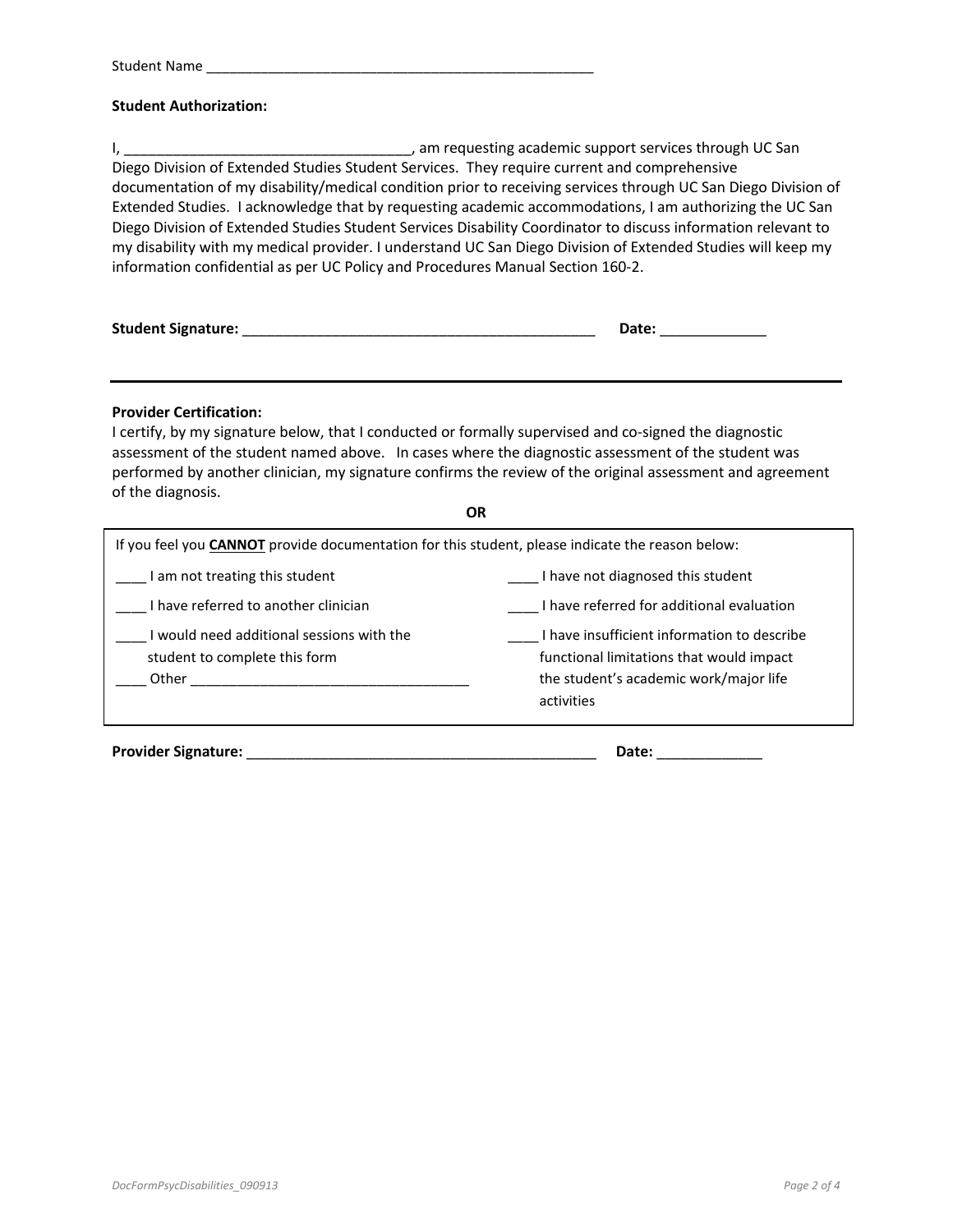Student Name ____________________________________________________

**Student Authorization:**

I, ____________________________________, am requesting academic support services through UC San Diego Division of Extended Studies Student Services. They require current and comprehensive documentation of my disability/medical condition prior to receiving services through UC San Diego Division of Extended Studies. I acknowledge that by requesting academic accommodations, I am authorizing the UC San Diego Division of Extended Studies Student Services Disability Coordinator to discuss information relevant to my disability with my medical provider. I understand UC San Diego Division of Extended Studies will keep my information confidential as per UC Policy and Procedures Manual Section 160-2.

**Student Signature:** _____________________________________________ **Date:** _____________

---

**Provider Certification:**
I certify, by my signature below, that I conducted or formally supervised and co-signed the diagnostic assessment of the student named above. In cases where the diagnostic assessment of the student was performed by another clinician, my signature confirms the review of the original assessment and agreement of the diagnosis.

**OR**

If you feel you **CANNOT** provide documentation for this student, please indicate the reason below:

____ I am not treating this student

____ I have referred to another clinician

____ I would need additional sessions with the student to complete this form

____ Other ____________________________________

____ I have not diagnosed this student

____ I have referred for additional evaluation

____ I have insufficient information to describe functional limitations that would impact the student's academic work/major life activities

**Provider Signature:** _____________________________________________ **Date:** _____________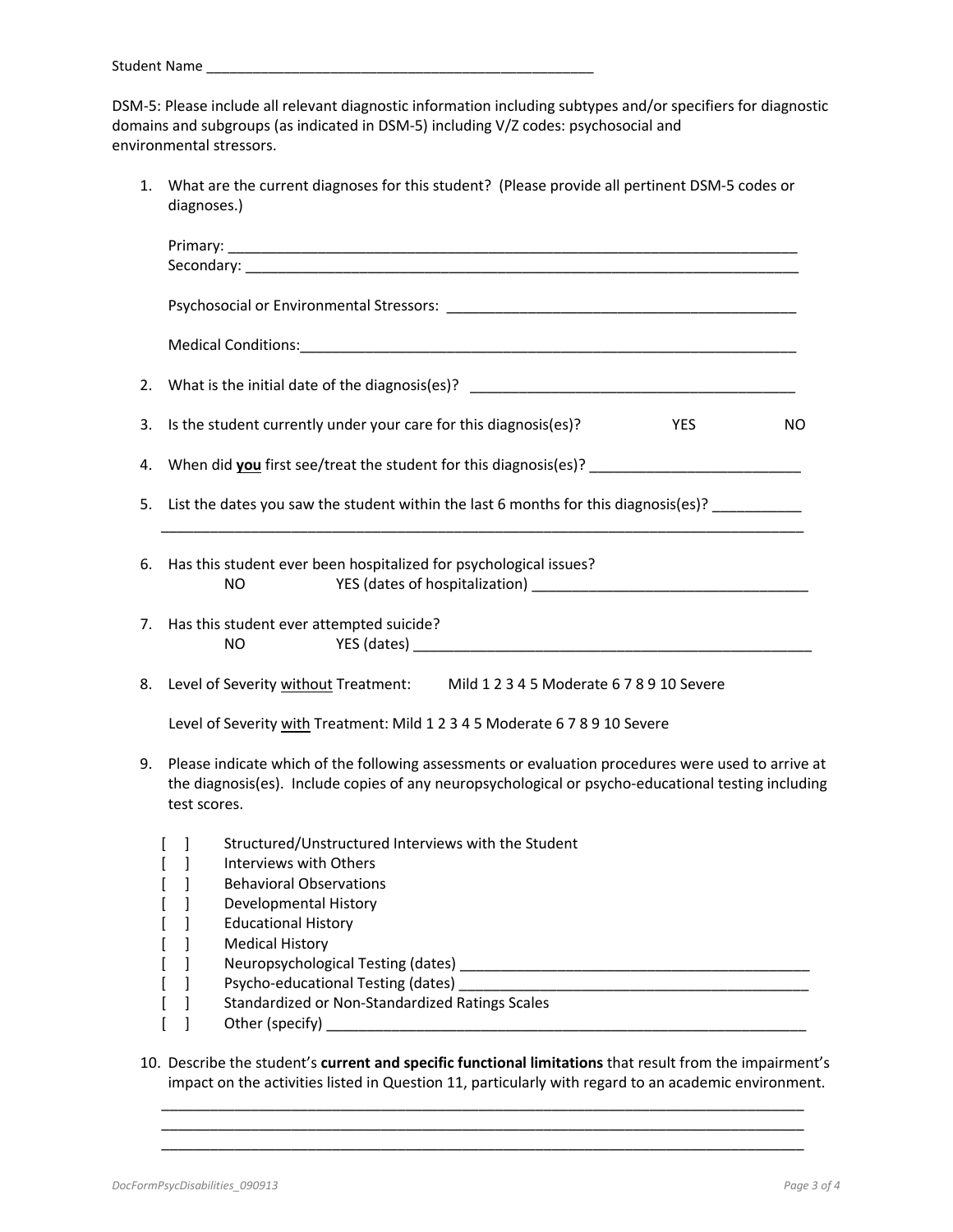Student Name ___________________________________________________

DSM-5: Please include all relevant diagnostic information including subtypes and/or specifiers for diagnostic domains and subgroups (as indicated in DSM-5) including V/Z codes: psychosocial and environmental stressors.

1. What are the current diagnoses for this student? (Please provide all pertinent DSM-5 codes or diagnoses.)

   Primary: ___________________________________________________________________________
   Secondary: _________________________________________________________________________

   Psychosocial or Environmental Stressors: _____________________________________________

   Medical Conditions:__________________________________________________________________

2. What is the initial date of the diagnosis(es)? __________________________________________

3. Is the student currently under your care for this diagnosis(es)? YES NO

4. When did **you** first see/treat the student for this diagnosis(es)? __________________________

5. List the dates you saw the student within the last 6 months for this diagnosis(es)? ___________
   ____________________________________________________________________________________

6. Has this student ever been hospitalized for psychological issues?
   NO YES (dates of hospitalization) __________________________________

7. Has this student ever attempted suicide?
   NO YES (dates) __________________________________________________

8. Level of Severity <u>without</u> Treatment: Mild 1 2 3 4 5 Moderate 6 7 8 9 10 Severe

   Level of Severity <u>with</u> Treatment: Mild 1 2 3 4 5 Moderate 6 7 8 9 10 Severe

9. Please indicate which of the following assessments or evaluation procedures were used to arrive at the diagnosis(es). Include copies of any neuropsychological or psycho-educational testing including test scores.

   [ ] Structured/Unstructured Interviews with the Student
   [ ] Interviews with Others
   [ ] Behavioral Observations
   [ ] Developmental History
   [ ] Educational History
   [ ] Medical History
   [ ] Neuropsychological Testing (dates) _____________________________________________
   [ ] Psycho-educational Testing (dates) _____________________________________________
   [ ] Standardized or Non-Standardized Ratings Scales
   [ ] Other (specify) _______________________________________________________________

10. Describe the student's **current and specific functional limitations** that result from the impairment's impact on the activities listed in Question 11, particularly with regard to an academic environment.
    ____________________________________________________________________________________
    ____________________________________________________________________________________
    ____________________________________________________________________________________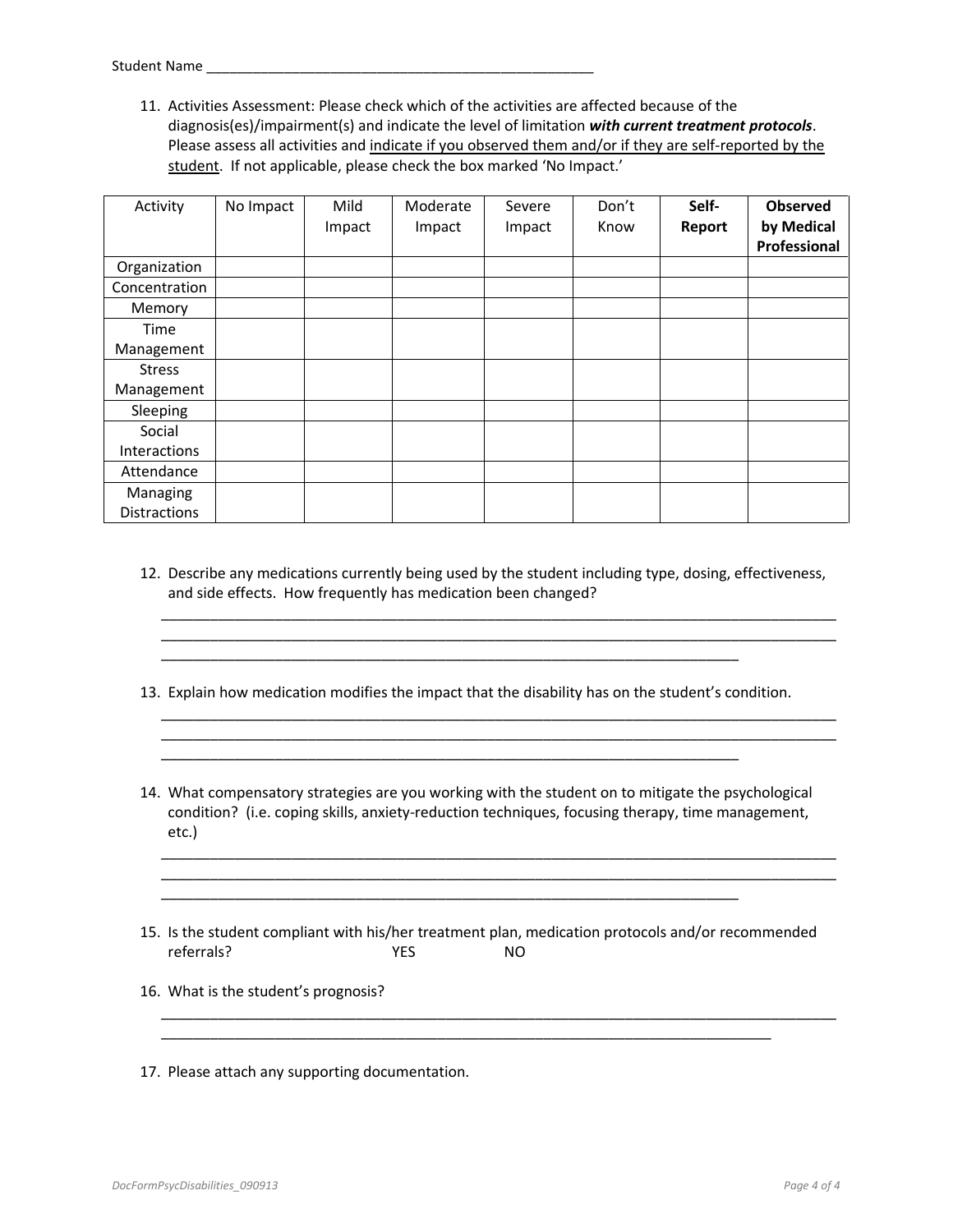Student Name ___________________________________________________

11. Activities Assessment: Please check which of the activities are affected because of the diagnosis(es)/impairment(s) and indicate the level of limitation ***with current treatment protocols***. Please assess all activities and indicate if you observed them and/or if they are self-reported by the student. If not applicable, please check the box marked 'No Impact.'

| Activity | No Impact | Mild Impact | Moderate Impact | Severe Impact | Don't Know | **Self-Report** | **Observed by Medical Professional** |
|---|---|---|---|---|---|---|---|
| Organization | | | | | | | |
| Concentration | | | | | | | |
| Memory | | | | | | | |
| Time Management | | | | | | | |
| Stress Management | | | | | | | |
| Sleeping | | | | | | | |
| Social Interactions | | | | | | | |
| Attendance | | | | | | | |
| Managing Distractions | | | | | | | |

12. Describe any medications currently being used by the student including type, dosing, effectiveness, and side effects. How frequently has medication been changed?

_______________________________________________________________________________
_______________________________________________________________________________
_______________________________________________________________________

13. Explain how medication modifies the impact that the disability has on the student's condition.

_______________________________________________________________________________
_______________________________________________________________________________
_______________________________________________________________________

14. What compensatory strategies are you working with the student on to mitigate the psychological condition? (i.e. coping skills, anxiety-reduction techniques, focusing therapy, time management, etc.)

_______________________________________________________________________________
_______________________________________________________________________________
_______________________________________________________________________

15. Is the student compliant with his/her treatment plan, medication protocols and/or recommended referrals? YES NO

16. What is the student's prognosis?

_______________________________________________________________________________
___________________________________________________________________________

17. Please attach any supporting documentation.

*DocFormPsycDisabilities_090913*